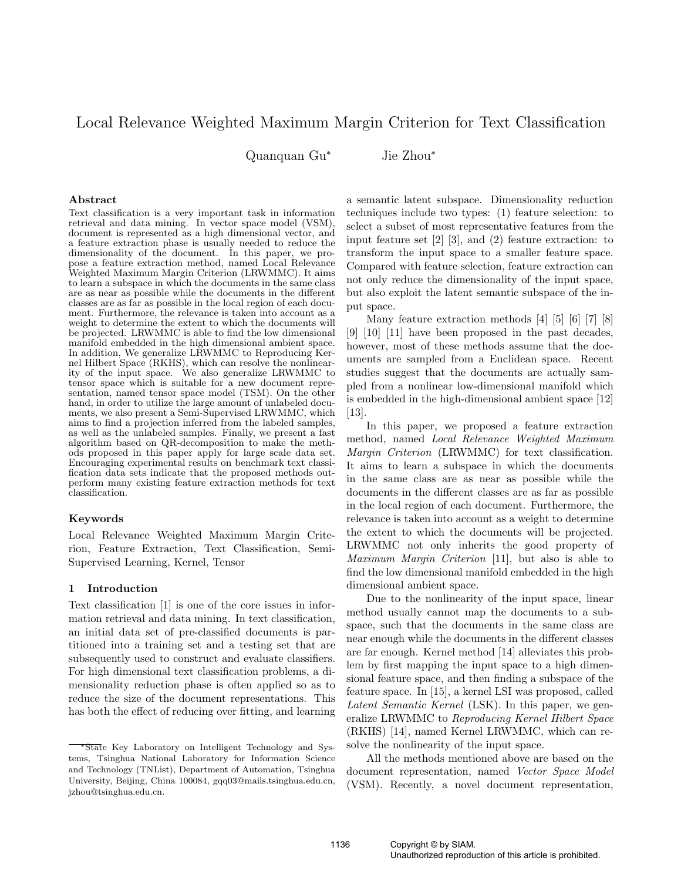# Local Relevance Weighted Maximum Margin Criterion for Text Classification

Quanquan Gu* Jie Zhou*

## Abstract

Text classification is a very important task in information retrieval and data mining. In vector space model (VSM), document is represented as a high dimensional vector, and a feature extraction phase is usually needed to reduce the dimensionality of the document. In this paper, we propose a feature extraction method, named Local Relevance Weighted Maximum Margin Criterion (LRWMMC). It aims to learn a subspace in which the documents in the same class are as near as possible while the documents in the different classes are as far as possible in the local region of each document. Furthermore, the relevance is taken into account as a weight to determine the extent to which the documents will be projected. LRWMMC is able to find the low dimensional manifold embedded in the high dimensional ambient space. In addition, We generalize LRWMMC to Reproducing Kernel Hilbert Space (RKHS), which can resolve the nonlinearity of the input space. We also generalize LRWMMC to tensor space which is suitable for a new document representation, named tensor space model (TSM). On the other hand, in order to utilize the large amount of unlabeled documents, we also present a Semi-Supervised LRWMMC, which aims to find a projection inferred from the labeled samples, as well as the unlabeled samples. Finally, we present a fast algorithm based on QR-decomposition to make the methods proposed in this paper apply for large scale data set. Encouraging experimental results on benchmark text classification data sets indicate that the proposed methods outperform many existing feature extraction methods for text classification.

## Keywords

Local Relevance Weighted Maximum Margin Criterion, Feature Extraction, Text Classification, Semi-Supervised Learning, Kernel, Tensor

## 1 Introduction

Text classification [1] is one of the core issues in information retrieval and data mining. In text classification, an initial data set of pre-classified documents is partitioned into a training set and a testing set that are subsequently used to construct and evaluate classifiers. For high dimensional text classification problems, a dimensionality reduction phase is often applied so as to reduce the size of the document representations. This has both the effect of reducing over fitting, and learning a semantic latent subspace. Dimensionality reduction techniques include two types: (1) feature selection: to select a subset of most representative features from the input feature set [2] [3], and (2) feature extraction: to transform the input space to a smaller feature space. Compared with feature selection, feature extraction can not only reduce the dimensionality of the input space, but also exploit the latent semantic subspace of the input space.

Many feature extraction methods [4] [5] [6] [7] [8] [9] [10] [11] have been proposed in the past decades, however, most of these methods assume that the documents are sampled from a Euclidean space. Recent studies suggest that the documents are actually sampled from a nonlinear low-dimensional manifold which is embedded in the high-dimensional ambient space [12] [13].

In this paper, we proposed a feature extraction method, named *Local Relevance Weighted Maximum Margin Criterion* (LRWMMC) for text classification. It aims to learn a subspace in which the documents in the same class are as near as possible while the documents in the different classes are as far as possible in the local region of each document. Furthermore, the relevance is taken into account as a weight to determine the extent to which the documents will be projected. LRWMMC not only inherits the good property of *Maximum Margin Criterion* [11], but also is able to find the low dimensional manifold embedded in the high dimensional ambient space.

Due to the nonlinearity of the input space, linear method usually cannot map the documents to a subspace, such that the documents in the same class are near enough while the documents in the different classes are far enough. Kernel method [14] alleviates this problem by first mapping the input space to a high dimensional feature space, and then finding a subspace of the feature space. In [15], a kernel LSI was proposed, called *Latent Semantic Kernel* (LSK). In this paper, we generalize LRWMMC to *Reproducing Kernel Hilbert Space* (RKHS) [14], named Kernel LRWMMC, which can resolve the nonlinearity of the input space.

All the methods mentioned above are based on the document representation, named *Vector Space Model* (VSM). Recently, a novel document representation,

*State Key Laboratory on Intelligent Technology and Systems, Tsinghua National Laboratory for Information Science and Technology (TNList), Department of Automation, Tsinghua University, Beijing, China 100084, gqq03@mails.tsinghua.edu.cn, jzhou@tsinghua.edu.cn.

Copyright © by SIAM.
Unauthorized reproduction of this article is prohibited.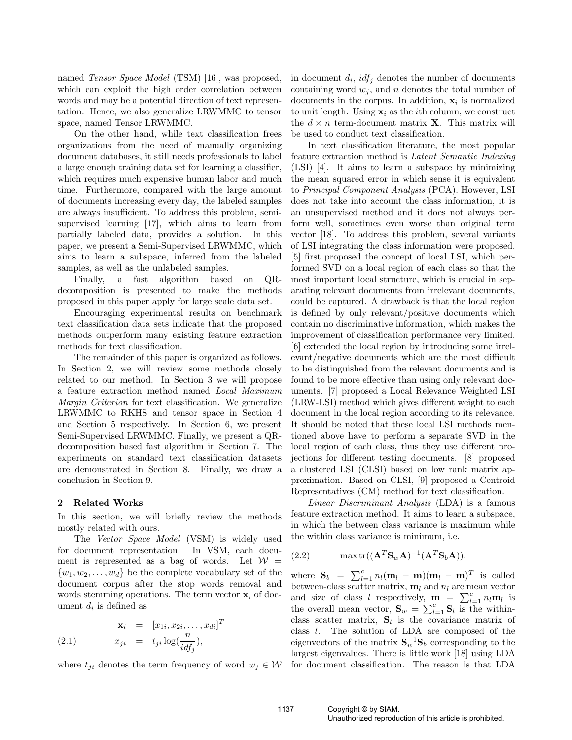named *Tensor Space Model* (TSM) [16], was proposed, which can exploit the high order correlation between words and may be a potential direction of text representation. Hence, we also generalize LRWMMC to tensor space, named Tensor LRWMMC.

On the other hand, while text classification frees organizations from the need of manually organizing document databases, it still needs professionals to label a large enough training data set for learning a classifier, which requires much expensive human labor and much time. Furthermore, compared with the large amount of documents increasing every day, the labeled samples are always insufficient. To address this problem, semi-supervised learning [17], which aims to learn from partially labeled data, provides a solution. In this paper, we present a Semi-Supervised LRWMMC, which aims to learn a subspace, inferred from the labeled samples, as well as the unlabeled samples.

Finally, a fast algorithm based on QR-decomposition is presented to make the methods proposed in this paper apply for large scale data set.

Encouraging experimental results on benchmark text classification data sets indicate that the proposed methods outperform many existing feature extraction methods for text classification.

The remainder of this paper is organized as follows. In Section 2, we will review some methods closely related to our method. In Section 3 we will propose a feature extraction method named *Local Maximum Margin Criterion* for text classification. We generalize LRWMMC to RKHS and tensor space in Section 4 and Section 5 respectively. In Section 6, we present Semi-Supervised LRWMMC. Finally, we present a QR-decomposition based fast algorithm in Section 7. The experiments on standard text classification datasets are demonstrated in Section 8. Finally, we draw a conclusion in Section 9.

## 2 Related Works

In this section, we will briefly review the methods mostly related with ours.

The *Vector Space Model* (VSM) is widely used for document representation. In VSM, each document is represented as a bag of words. Let $\mathcal{W} = \{w_1, w_2, \ldots, w_d\}$ be the complete vocabulary set of the document corpus after the stop words removal and words stemming operations. The term vector $\mathbf{x}_i$ of document $d_i$ is defined as

$$
\begin{aligned}
\mathbf{x}_i &= [x_{1i}, x_{2i}, \ldots, x_{di}]^T \\
x_{ji} &= t_{ji}\log(\frac{n}{idf_j}), \qquad (2.1)
\end{aligned}
$$

where $t_{ji}$ denotes the term frequency of word $w_j \in \mathcal{W}$ in document $d_i$, $idf_j$ denotes the number of documents containing word $w_j$, and $n$ denotes the total number of documents in the corpus. In addition, $\mathbf{x}_i$ is normalized to unit length. Using $\mathbf{x}_i$ as the $i$th column, we construct the $d \times n$ term-document matrix $\mathbf{X}$. This matrix will be used to conduct text classification.

In text classification literature, the most popular feature extraction method is *Latent Semantic Indexing* (LSI) [4]. It aims to learn a subspace by minimizing the mean squared error in which sense it is equivalent to *Principal Component Analysis* (PCA). However, LSI does not take into account the class information, it is an unsupervised method and it does not always perform well, sometimes even worse than original term vector [18]. To address this problem, several variants of LSI integrating the class information were proposed. [5] first proposed the concept of local LSI, which performed SVD on a local region of each class so that the most important local structure, which is crucial in separating relevant documents from irrelevant documents, could be captured. A drawback is that the local region is defined by only relevant/positive documents which contain no discriminative information, which makes the improvement of classification performance very limited. [6] extended the local region by introducing some irrelevant/negative documents which are the most difficult to be distinguished from the relevant documents and is found to be more effective than using only relevant documents. [7] proposed a Local Relevance Weighted LSI (LRW-LSI) method which gives different weight to each document in the local region according to its relevance. It should be noted that these local LSI methods mentioned above have to perform a separate SVD in the local region of each class, thus they use different projections for different testing documents. [8] proposed a clustered LSI (CLSI) based on low rank matrix approximation. Based on CLSI, [9] proposed a Centroid Representatives (CM) method for text classification.

*Linear Discriminant Analysis* (LDA) is a famous feature extraction method. It aims to learn a subspace, in which the between class variance is maximum while the within class variance is minimum, i.e.

$$
\max \operatorname{tr}((\mathbf{A}^T\mathbf{S}_w\mathbf{A})^{-1}(\mathbf{A}^T\mathbf{S}_b\mathbf{A})), \qquad (2.2)
$$

where $\mathbf{S}_b = \sum_{l=1}^{c} n_l(\mathbf{m}_l - \mathbf{m})(\mathbf{m}_l - \mathbf{m})^T$ is called between-class scatter matrix, $\mathbf{m}_l$ and $n_l$ are mean vector and size of class $l$ respectively, $\mathbf{m} = \sum_{l=1}^{c} n_l\mathbf{m}_l$ is the overall mean vector, $\mathbf{S}_w = \sum_{l=1}^{c}\mathbf{S}_l$ is the within-class scatter matrix, $\mathbf{S}_l$ is the covariance matrix of class $l$. The solution of LDA are composed of the eigenvectors of the matrix $\mathbf{S}_w^{-1}\mathbf{S}_b$ corresponding to the largest eigenvalues. There is little work [18] using LDA for document classification. The reason is that LDA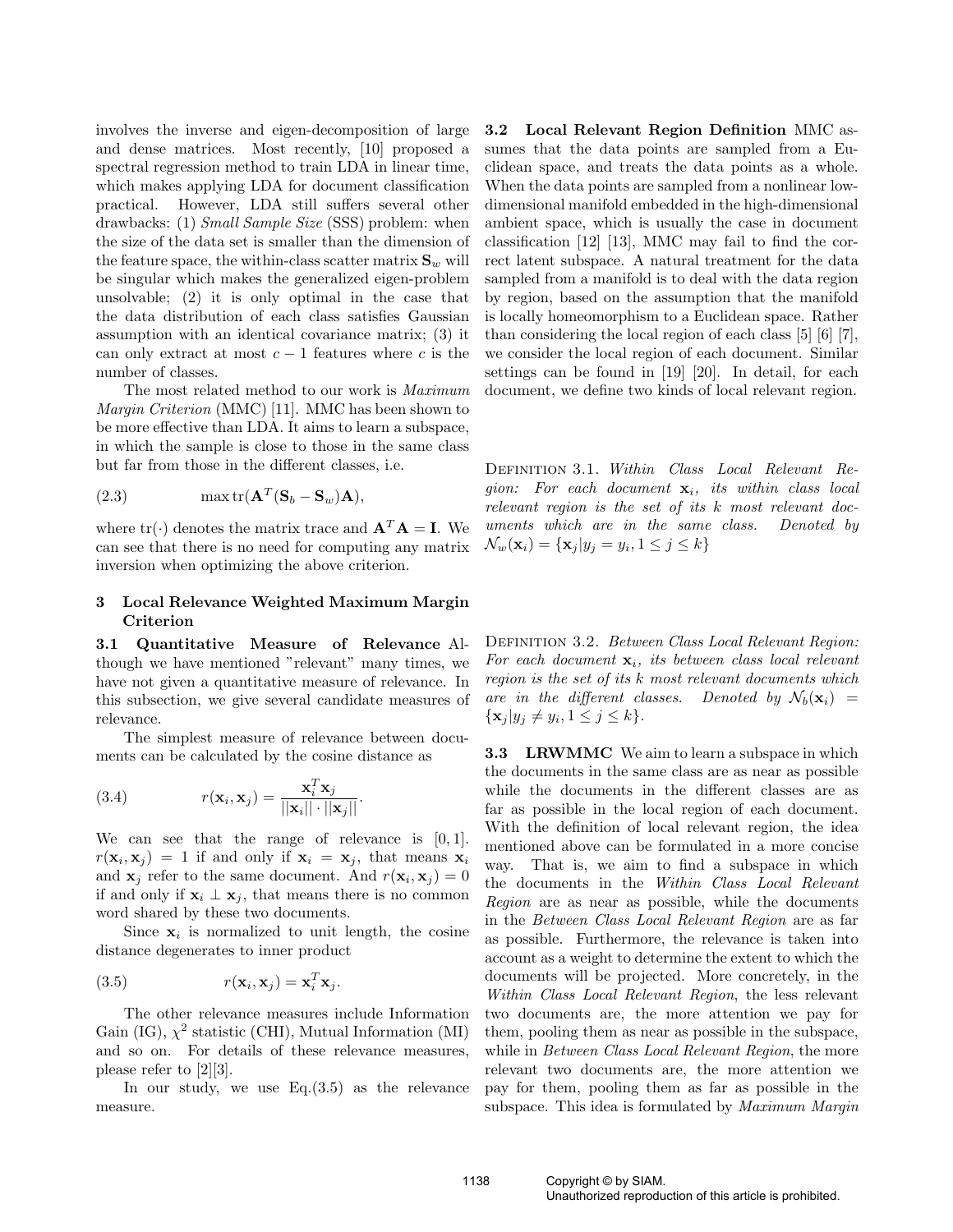involves the inverse and eigen-decomposition of large and dense matrices. Most recently, [10] proposed a spectral regression method to train LDA in linear time, which makes applying LDA for document classification practical. However, LDA still suffers several other drawbacks: (1) *Small Sample Size* (SSS) problem: when the size of the data set is smaller than the dimension of the feature space, the within-class scatter matrix $\mathbf{S}_w$ will be singular which makes the generalized eigen-problem unsolvable; (2) it is only optimal in the case that the data distribution of each class satisfies Gaussian assumption with an identical covariance matrix; (3) it can only extract at most $c-1$ features where $c$ is the number of classes.

The most related method to our work is *Maximum Margin Criterion* (MMC) [11]. MMC has been shown to be more effective than LDA. It aims to learn a subspace, in which the sample is close to those in the same class but far from those in the different classes, i.e.

$$\max \operatorname{tr}(\mathbf{A}^T(\mathbf{S}_b - \mathbf{S}_w)\mathbf{A}), \tag{2.3}$$

where $\operatorname{tr}(\cdot)$ denotes the matrix trace and $\mathbf{A}^T\mathbf{A} = \mathbf{I}$. We can see that there is no need for computing any matrix inversion when optimizing the above criterion.

## 3 Local Relevance Weighted Maximum Margin Criterion

**3.1 Quantitative Measure of Relevance** Although we have mentioned "relevant" many times, we have not given a quantitative measure of relevance. In this subsection, we give several candidate measures of relevance.

The simplest measure of relevance between documents can be calculated by the cosine distance as

$$r(\mathbf{x}_i, \mathbf{x}_j) = \frac{\mathbf{x}_i^T \mathbf{x}_j}{||\mathbf{x}_i|| \cdot ||\mathbf{x}_j||}. \tag{3.4}$$

We can see that the range of relevance is $[0, 1]$. $r(\mathbf{x}_i, \mathbf{x}_j) = 1$ if and only if $\mathbf{x}_i = \mathbf{x}_j$, that means $\mathbf{x}_i$ and $\mathbf{x}_j$ refer to the same document. And $r(\mathbf{x}_i, \mathbf{x}_j) = 0$ if and only if $\mathbf{x}_i \perp \mathbf{x}_j$, that means there is no common word shared by these two documents.

Since $\mathbf{x}_i$ is normalized to unit length, the cosine distance degenerates to inner product

$$r(\mathbf{x}_i, \mathbf{x}_j) = \mathbf{x}_i^T \mathbf{x}_j. \tag{3.5}$$

The other relevance measures include Information Gain (IG), $\chi^2$ statistic (CHI), Mutual Information (MI) and so on. For details of these relevance measures, please refer to [2][3].

In our study, we use Eq.(3.5) as the relevance measure.

**3.2 Local Relevant Region Definition** MMC assumes that the data points are sampled from a Euclidean space, and treats the data points as a whole. When the data points are sampled from a nonlinear low-dimensional manifold embedded in the high-dimensional ambient space, which is usually the case in document classification [12] [13], MMC may fail to find the correct latent subspace. A natural treatment for the data sampled from a manifold is to deal with the data region by region, based on the assumption that the manifold is locally homeomorphism to a Euclidean space. Rather than considering the local region of each class [5] [6] [7], we consider the local region of each document. Similar settings can be found in [19] [20]. In detail, for each document, we define two kinds of local relevant region.

Definition 3.1. *Within Class Local Relevant Region: For each document $\mathbf{x}_i$, its within class local relevant region is the set of its $k$ most relevant documents which are in the same class. Denoted by $\mathcal{N}_w(\mathbf{x}_i) = \{\mathbf{x}_j | y_j = y_i, 1 \leq j \leq k\}$*

Definition 3.2. *Between Class Local Relevant Region: For each document $\mathbf{x}_i$, its between class local relevant region is the set of its $k$ most relevant documents which are in the different classes. Denoted by $\mathcal{N}_b(\mathbf{x}_i) = \{\mathbf{x}_j | y_j \neq y_i, 1 \leq j \leq k\}$.*

**3.3 LRWMMC** We aim to learn a subspace in which the documents in the same class are as near as possible while the documents in the different classes are as far as possible in the local region of each document. With the definition of local relevant region, the idea mentioned above can be formulated in a more concise way. That is, we aim to find a subspace in which the documents in the *Within Class Local Relevant Region* are as near as possible, while the documents in the *Between Class Local Relevant Region* are as far as possible. Furthermore, the relevance is taken into account as a weight to determine the extent to which the documents will be projected. More concretely, in the *Within Class Local Relevant Region*, the less relevant two documents are, the more attention we pay for them, pooling them as near as possible in the subspace, while in *Between Class Local Relevant Region*, the more relevant two documents are, the more attention we pay for them, pooling them as far as possible in the subspace. This idea is formulated by *Maximum Margin*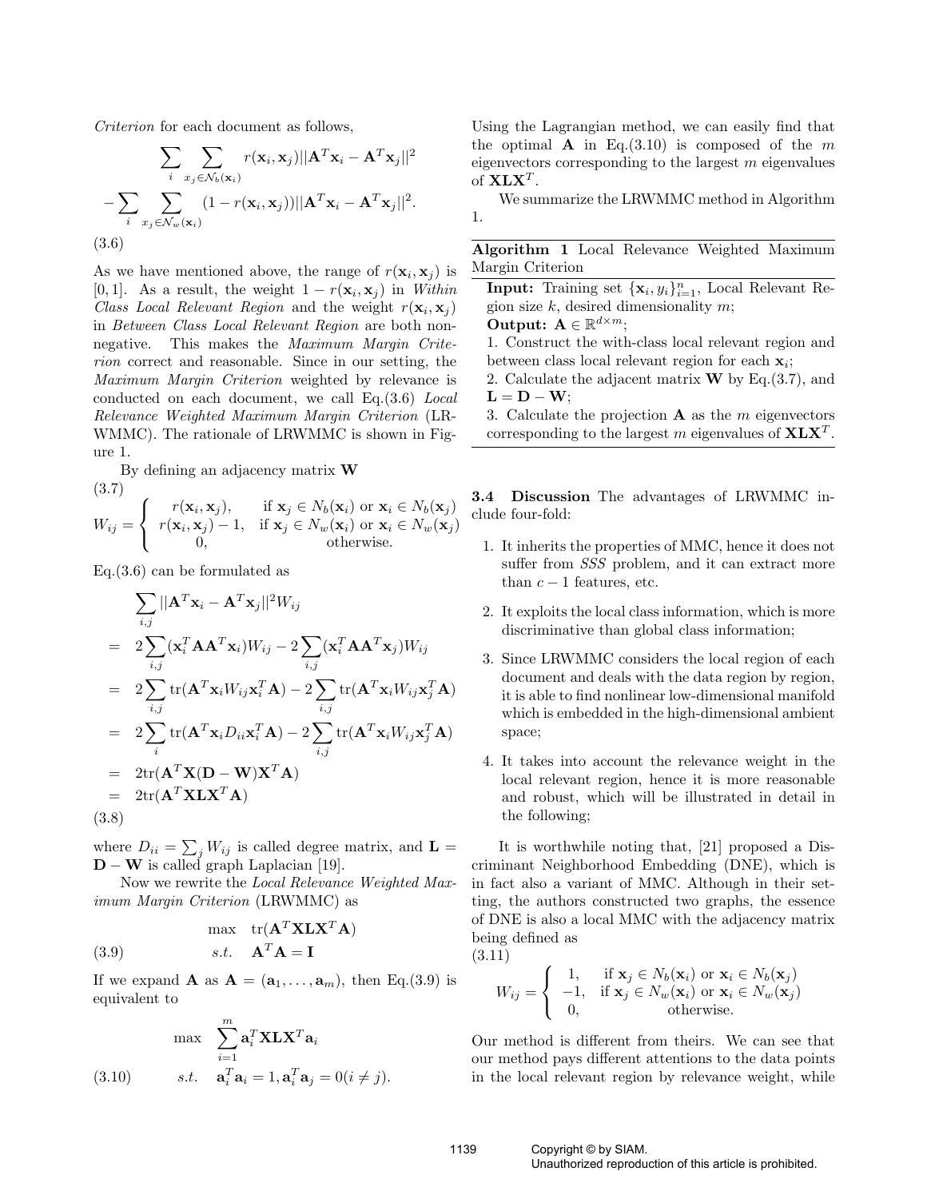*Criterion* for each document as follows,

$$\sum_i \sum_{x_j \in \mathcal{N}_b(\mathbf{x}_i)} r(\mathbf{x}_i, \mathbf{x}_j) ||\mathbf{A}^T\mathbf{x}_i - \mathbf{A}^T\mathbf{x}_j||^2$$
$$-\sum_i \sum_{x_j \in \mathcal{N}_w(\mathbf{x}_i)} (1 - r(\mathbf{x}_i, \mathbf{x}_j)) ||\mathbf{A}^T\mathbf{x}_i - \mathbf{A}^T\mathbf{x}_j||^2. \tag{3.6}$$

As we have mentioned above, the range of $r(\mathbf{x}_i, \mathbf{x}_j)$ is $[0, 1]$. As a result, the weight $1 - r(\mathbf{x}_i, \mathbf{x}_j)$ in *Within Class Local Relevant Region* and the weight $r(\mathbf{x}_i, \mathbf{x}_j)$ in *Between Class Local Relevant Region* are both non-negative. This makes the *Maximum Margin Criterion* correct and reasonable. Since in our setting, the *Maximum Margin Criterion* weighted by relevance is conducted on each document, we call Eq.(3.6) *Local Relevance Weighted Maximum Margin Criterion* (LRWMMC). The rationale of LRWMMC is shown in Figure 1.

By defining an adjacency matrix $\mathbf{W}$

$$W_{ij} = \begin{cases} r(\mathbf{x}_i, \mathbf{x}_j), & \text{if } \mathbf{x}_j \in N_b(\mathbf{x}_i) \text{ or } \mathbf{x}_i \in N_b(\mathbf{x}_j) \\ r(\mathbf{x}_i, \mathbf{x}_j) - 1, & \text{if } \mathbf{x}_j \in N_w(\mathbf{x}_i) \text{ or } \mathbf{x}_i \in N_w(\mathbf{x}_j) \\ 0, & \text{otherwise.} \end{cases} \tag{3.7}$$

Eq.(3.6) can be formulated as

$$\begin{aligned}
& \sum_{i,j} ||\mathbf{A}^T\mathbf{x}_i - \mathbf{A}^T\mathbf{x}_j||^2 W_{ij} \\
= \;& 2\sum_{i,j} (\mathbf{x}_i^T \mathbf{A}\mathbf{A}^T \mathbf{x}_i) W_{ij} - 2\sum_{i,j} (\mathbf{x}_i^T \mathbf{A}\mathbf{A}^T \mathbf{x}_j) W_{ij} \\
= \;& 2\sum_{i,j} \mathrm{tr}(\mathbf{A}^T \mathbf{x}_i W_{ij} \mathbf{x}_i^T \mathbf{A}) - 2\sum_{i,j} \mathrm{tr}(\mathbf{A}^T \mathbf{x}_i W_{ij} \mathbf{x}_j^T \mathbf{A}) \\
= \;& 2\sum_{i} \mathrm{tr}(\mathbf{A}^T \mathbf{x}_i D_{ii} \mathbf{x}_i^T \mathbf{A}) - 2\sum_{i,j} \mathrm{tr}(\mathbf{A}^T \mathbf{x}_i W_{ij} \mathbf{x}_j^T \mathbf{A}) \\
= \;& 2\mathrm{tr}(\mathbf{A}^T \mathbf{X}(\mathbf{D} - \mathbf{W})\mathbf{X}^T \mathbf{A}) \\
= \;& 2\mathrm{tr}(\mathbf{A}^T \mathbf{X}\mathbf{L}\mathbf{X}^T \mathbf{A})
\end{aligned} \tag{3.8}$$

where $D_{ii} = \sum_j W_{ij}$ is called degree matrix, and $\mathbf{L} = \mathbf{D} - \mathbf{W}$ is called graph Laplacian [19].

Now we rewrite the *Local Relevance Weighted Maximum Margin Criterion* (LRWMMC) as

$$\begin{aligned} \max \quad & \mathrm{tr}(\mathbf{A}^T \mathbf{X}\mathbf{L}\mathbf{X}^T \mathbf{A}) \\ s.t. \quad & \mathbf{A}^T\mathbf{A} = \mathbf{I} \end{aligned} \tag{3.9}$$

If we expand $\mathbf{A}$ as $\mathbf{A} = (\mathbf{a}_1, \ldots, \mathbf{a}_m)$, then Eq.(3.9) is equivalent to

$$\begin{aligned} \max \quad & \sum_{i=1}^m \mathbf{a}_i^T \mathbf{X}\mathbf{L}\mathbf{X}^T \mathbf{a}_i \\ s.t. \quad & \mathbf{a}_i^T\mathbf{a}_i = 1, \mathbf{a}_i^T\mathbf{a}_j = 0 (i \neq j). \end{aligned} \tag{3.10}$$

Using the Lagrangian method, we can easily find that the optimal $\mathbf{A}$ in Eq.(3.10) is composed of the $m$ eigenvectors corresponding to the largest $m$ eigenvalues of $\mathbf{X}\mathbf{L}\mathbf{X}^T$.

We summarize the LRWMMC method in Algorithm 1.

---

**Algorithm 1** Local Relevance Weighted Maximum Margin Criterion

**Input:** Training set $\{\mathbf{x}_i, y_i\}_{i=1}^n$, Local Relevant Region size $k$, desired dimensionality $m$;

**Output:** $\mathbf{A} \in \mathbb{R}^{d \times m}$;

1. Construct the with-class local relevant region and between class local relevant region for each $\mathbf{x}_i$;
2. Calculate the adjacent matrix $\mathbf{W}$ by Eq.(3.7), and $\mathbf{L} = \mathbf{D} - \mathbf{W}$;
3. Calculate the projection $\mathbf{A}$ as the $m$ eigenvectors corresponding to the largest $m$ eigenvalues of $\mathbf{X}\mathbf{L}\mathbf{X}^T$.

---

**3.4 Discussion** The advantages of LRWMMC include four-fold:

1. It inherits the properties of MMC, hence it does not suffer from *SSS* problem, and it can extract more than $c - 1$ features, etc.
2. It exploits the local class information, which is more discriminative than global class information;
3. Since LRWMMC considers the local region of each document and deals with the data region by region, it is able to find nonlinear low-dimensional manifold which is embedded in the high-dimensional ambient space;
4. It takes into account the relevance weight in the local relevant region, hence it is more reasonable and robust, which will be illustrated in detail in the following;

It is worthwhile noting that, [21] proposed a Discriminant Neighborhood Embedding (DNE), which is in fact also a variant of MMC. Although in their setting, the authors constructed two graphs, the essence of DNE is also a local MMC with the adjacency matrix being defined as

$$W_{ij} = \begin{cases} 1, & \text{if } \mathbf{x}_j \in N_b(\mathbf{x}_i) \text{ or } \mathbf{x}_i \in N_b(\mathbf{x}_j) \\ -1, & \text{if } \mathbf{x}_j \in N_w(\mathbf{x}_i) \text{ or } \mathbf{x}_i \in N_w(\mathbf{x}_j) \\ 0, & \text{otherwise.} \end{cases} \tag{3.11}$$

Our method is different from theirs. We can see that our method pays different attentions to the data points in the local relevant region by relevance weight, while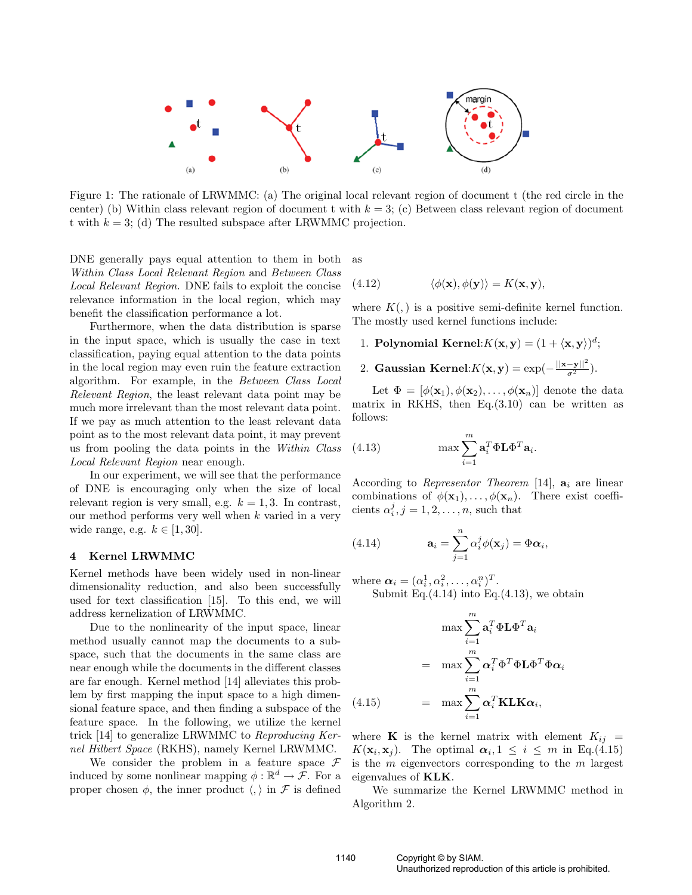Figure 1: The rationale of LRWMMC: (a) The original local relevant region of document t (the red circle in the center) (b) Within class relevant region of document t with $k = 3$; (c) Between class relevant region of document t with $k = 3$; (d) The resulted subspace after LRWMMC projection.

DNE generally pays equal attention to them in both *Within Class Local Relevant Region* and *Between Class Local Relevant Region*. DNE fails to exploit the concise relevance information in the local region, which may benefit the classification performance a lot.

Furthermore, when the data distribution is sparse in the input space, which is usually the case in text classification, paying equal attention to the data points in the local region may even ruin the feature extraction algorithm. For example, in the *Between Class Local Relevant Region*, the least relevant data point may be much more irrelevant than the most relevant data point. If we pay as much attention to the least relevant data point as to the most relevant data point, it may prevent us from pooling the data points in the *Within Class Local Relevant Region* near enough.

In our experiment, we will see that the performance of DNE is encouraging only when the size of local relevant region is very small, e.g. $k = 1, 3$. In contrast, our method performs very well when $k$ varied in a very wide range, e.g. $k \in [1, 30]$.

## 4 Kernel LRWMMC

Kernel methods have been widely used in non-linear dimensionality reduction, and also been successfully used for text classification [15]. To this end, we will address kernelization of LRWMMC.

Due to the nonlinearity of the input space, linear method usually cannot map the documents to a subspace, such that the documents in the same class are near enough while the documents in the different classes are far enough. Kernel method [14] alleviates this problem by first mapping the input space to a high dimensional feature space, and then finding a subspace of the feature space. In the following, we utilize the kernel trick [14] to generalize LRWMMC to *Reproducing Kernel Hilbert Space* (RKHS), namely Kernel LRWMMC.

We consider the problem in a feature space $\mathcal{F}$ induced by some nonlinear mapping $\phi : \mathbb{R}^d \rightarrow \mathcal{F}$. For a proper chosen $\phi$, the inner product $\langle , \rangle$ in $\mathcal{F}$ is defined as

$$\langle \phi(\mathbf{x}), \phi(\mathbf{y}) \rangle = K(\mathbf{x}, \mathbf{y}), \tag{4.12}$$

where $K(,)$ is a positive semi-definite kernel function. The mostly used kernel functions include:

1. **Polynomial Kernel**: $K(\mathbf{x}, \mathbf{y}) = (1 + \langle \mathbf{x}, \mathbf{y} \rangle)^d$;
2. **Gaussian Kernel**: $K(\mathbf{x}, \mathbf{y}) = \exp(-\frac{||\mathbf{x}-\mathbf{y}||^2}{\sigma^2})$.

Let $\Phi = [\phi(\mathbf{x}_1), \phi(\mathbf{x}_2), \ldots, \phi(\mathbf{x}_n)]$ denote the data matrix in RKHS, then Eq.(3.10) can be written as follows:

$$\max \sum_{i=1}^{m} \mathbf{a}_i^T \Phi \mathbf{L} \Phi^T \mathbf{a}_i. \tag{4.13}$$

According to *Representor Theorem* [14], $\mathbf{a}_i$ are linear combinations of $\phi(\mathbf{x}_1), \ldots, \phi(\mathbf{x}_n)$. There exist coefficients $\alpha_i^j, j = 1, 2, \ldots, n$, such that

$$\mathbf{a}_i = \sum_{j=1}^{n} \alpha_i^j \phi(\mathbf{x}_j) = \Phi \boldsymbol{\alpha}_i, \tag{4.14}$$

where $\boldsymbol{\alpha}_i = (\alpha_i^1, \alpha_i^2, \ldots, \alpha_i^n)^T$.

Submit Eq.(4.14) into Eq.(4.13), we obtain

$$\begin{aligned} & \max \sum_{i=1}^{m} \mathbf{a}_i^T \Phi \mathbf{L} \Phi^T \mathbf{a}_i \\ = & \max \sum_{i=1}^{m} \boldsymbol{\alpha}_i^T \Phi^T \Phi \mathbf{L} \Phi^T \Phi \boldsymbol{\alpha}_i \\ = & \max \sum_{i=1}^{m} \boldsymbol{\alpha}_i^T \mathbf{K} \mathbf{L} \mathbf{K} \boldsymbol{\alpha}_i, \end{aligned} \tag{4.15}$$

where $\mathbf{K}$ is the kernel matrix with element $K_{ij} = K(\mathbf{x}_i, \mathbf{x}_j)$. The optimal $\boldsymbol{\alpha}_i, 1 \leq i \leq m$ in Eq.(4.15) is the $m$ eigenvectors corresponding to the $m$ largest eigenvalues of $\mathbf{KLK}$.

We summarize the Kernel LRWMMC method in Algorithm 2.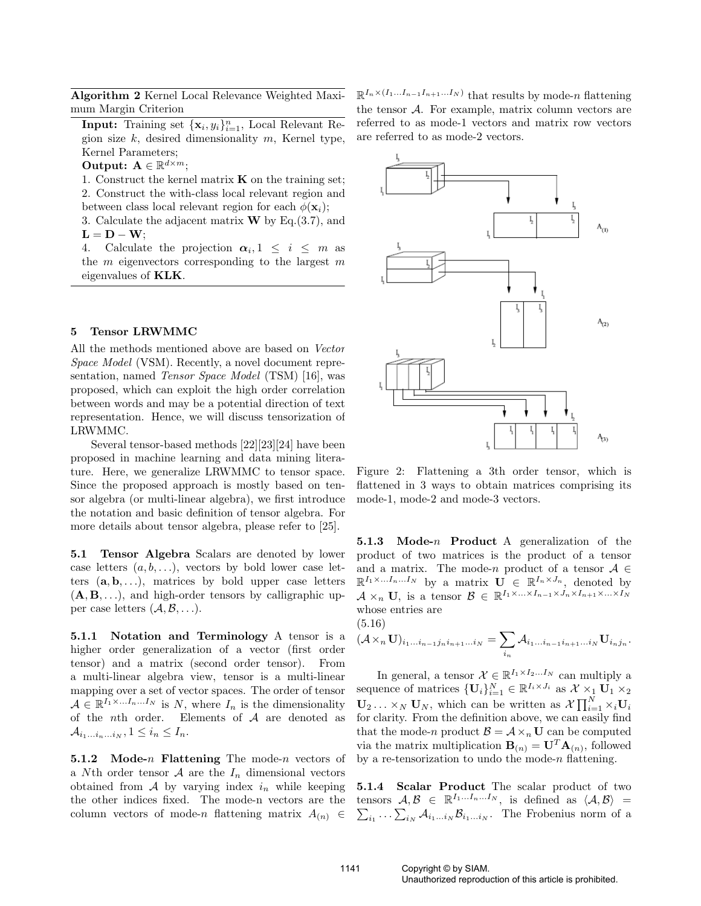**Algorithm 2** Kernel Local Relevance Weighted Maximum Margin Criterion

**Input:** Training set $\{\mathbf{x}_i, y_i\}_{i=1}^n$, Local Relevant Region size $k$, desired dimensionality $m$, Kernel type, Kernel Parameters;
**Output:** $\mathbf{A} \in \mathbb{R}^{d \times m}$;
1. Construct the kernel matrix $\mathbf{K}$ on the training set;
2. Construct the with-class local relevant region and between class local relevant region for each $\phi(\mathbf{x}_i)$;
3. Calculate the adjacent matrix $\mathbf{W}$ by Eq.(3.7), and $\mathbf{L} = \mathbf{D} - \mathbf{W}$;
4. Calculate the projection $\boldsymbol{\alpha}_i, 1 \leq i \leq m$ as the $m$ eigenvectors corresponding to the largest $m$ eigenvalues of $\mathbf{KLK}$.

## 5 Tensor LRWMMC

All the methods mentioned above are based on *Vector Space Model* (VSM). Recently, a novel document representation, named *Tensor Space Model* (TSM) [16], was proposed, which can exploit the high order correlation between words and may be a potential direction of text representation. Hence, we will discuss tensorization of LRWMMC.

Several tensor-based methods [22][23][24] have been proposed in machine learning and data mining literature. Here, we generalize LRWMMC to tensor space. Since the proposed approach is mostly based on tensor algebra (or multi-linear algebra), we first introduce the notation and basic definition of tensor algebra. For more details about tensor algebra, please refer to [25].

**5.1 Tensor Algebra** Scalars are denoted by lower case letters $(a, b, \ldots)$, vectors by bold lower case letters $(\mathbf{a}, \mathbf{b}, \ldots)$, matrices by bold upper case letters $(\mathbf{A}, \mathbf{B}, \ldots)$, and high-order tensors by calligraphic upper case letters $(\mathcal{A}, \mathcal{B}, \ldots)$.

**5.1.1 Notation and Terminology** A tensor is a higher order generalization of a vector (first order tensor) and a matrix (second order tensor). From a multi-linear algebra view, tensor is a multi-linear mapping over a set of vector spaces. The order of tensor $\mathcal{A} \in \mathbb{R}^{I_1 \times \ldots I_n \ldots I_N}$ is $N$, where $I_n$ is the dimensionality of the $n$th order. Elements of $\mathcal{A}$ are denoted as $\mathcal{A}_{i_1 \ldots i_n \ldots i_N}, 1 \leq i_n \leq I_n$.

**5.1.2 Mode-$n$ Flattening** The mode-$n$ vectors of a $N$th order tensor $\mathcal{A}$ are the $I_n$ dimensional vectors obtained from $\mathcal{A}$ by varying index $i_n$ while keeping the other indices fixed. The mode-n vectors are the column vectors of mode-$n$ flattening matrix $A_{(n)} \in \mathbb{R}^{I_n \times (I_1 \ldots I_{n-1} I_{n+1} \ldots I_N)}$ that results by mode-$n$ flattening the tensor $\mathcal{A}$. For example, matrix column vectors are referred to as mode-1 vectors and matrix row vectors are referred to as mode-2 vectors.

Figure 2: Flattening a 3th order tensor, which is flattened in 3 ways to obtain matrices comprising its mode-1, mode-2 and mode-3 vectors.

**5.1.3 Mode-$n$ Product** A generalization of the product of two matrices is the product of a tensor and a matrix. The mode-$n$ product of a tensor $\mathcal{A} \in \mathbb{R}^{I_1 \times \ldots I_n \ldots I_N}$ by a matrix $\mathbf{U} \in \mathbb{R}^{I_n \times J_n}$, denoted by $\mathcal{A} \times_n \mathbf{U}$, is a tensor $\mathcal{B} \in \mathbb{R}^{I_1 \times \ldots \times I_{n-1} \times J_n \times I_{n+1} \times \ldots \times I_N}$ whose entries are

$$(\mathcal{A} \times_n \mathbf{U})_{i_1 \ldots i_{n-1} j_n i_{n+1} \ldots i_N} = \sum_{i_n} \mathcal{A}_{i_1 \ldots i_{n-1} i_{n+1} \ldots i_N} \mathbf{U}_{i_n j_n}. \tag{5.16}$$

In general, a tensor $\mathcal{X} \in \mathbb{R}^{I_1 \times I_2 \ldots I_N}$ can multiply a sequence of matrices $\{\mathbf{U}_i\}_{i=1}^N \in \mathbb{R}^{I_i \times J_i}$ as $\mathcal{X} \times_1 \mathbf{U}_1 \times_2 \mathbf{U}_2 \ldots \times_N \mathbf{U}_N$, which can be written as $\mathcal{X} \prod_{i=1}^N \times_i \mathbf{U}_i$ for clarity. From the definition above, we can easily find that the mode-$n$ product $\mathcal{B} = \mathcal{A} \times_n \mathbf{U}$ can be computed via the matrix multiplication $\mathbf{B}_{(n)} = \mathbf{U}^T \mathbf{A}_{(n)}$, followed by a re-tensorization to undo the mode-$n$ flattening.

**5.1.4 Scalar Product** The scalar product of two tensors $\mathcal{A}, \mathcal{B} \in \mathbb{R}^{I_1 \ldots I_n \ldots I_N}$, is defined as $\langle \mathcal{A}, \mathcal{B} \rangle = \sum_{i_1} \ldots \sum_{i_N} \mathcal{A}_{i_1 \ldots i_N} \mathcal{B}_{i_1 \ldots i_N}$. The Frobenius norm of a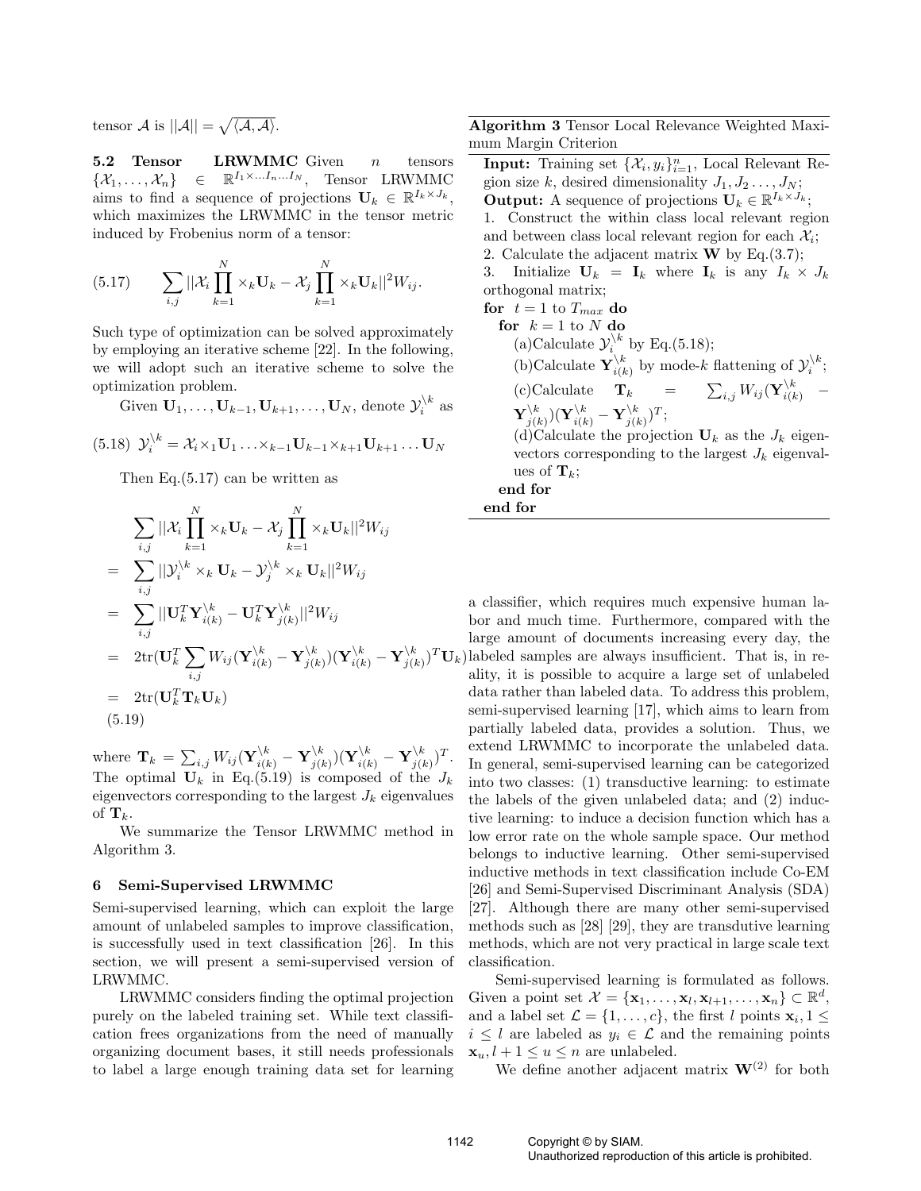tensor $\mathcal{A}$ is $||\mathcal{A}|| = \sqrt{\langle \mathcal{A}, \mathcal{A} \rangle}$.

**5.2 Tensor LRWMMC** Given $n$ tensors $\{\mathcal{X}_1, \ldots, \mathcal{X}_n\} \in \mathbb{R}^{I_1 \times \ldots I_n \ldots I_N}$, Tensor LRWMMC aims to find a sequence of projections $\mathbf{U}_k \in \mathbb{R}^{I_k \times J_k}$, which maximizes the LRWMMC in the tensor metric induced by Frobenius norm of a tensor:

$$\sum_{i,j} ||\mathcal{X}_i \prod_{k=1}^{N} \times_k \mathbf{U}_k - \mathcal{X}_j \prod_{k=1}^{N} \times_k \mathbf{U}_k||^2 W_{ij}. \tag{5.17}$$

Such type of optimization can be solved approximately by employing an iterative scheme [22]. In the following, we will adopt such an iterative scheme to solve the optimization problem.

Given $\mathbf{U}_1, \ldots, \mathbf{U}_{k-1}, \mathbf{U}_{k+1}, \ldots, \mathbf{U}_N$, denote $\mathcal{Y}_i^{\setminus k}$ as

$$\mathcal{Y}_i^{\setminus k} = \mathcal{X}_i \times_1 \mathbf{U}_1 \ldots \times_{k-1} \mathbf{U}_{k-1} \times_{k+1} \mathbf{U}_{k+1} \ldots \mathbf{U}_N \tag{5.18}$$

Then Eq.(5.17) can be written as

$$\begin{aligned}
& \sum_{i,j} ||\mathcal{X}_i \prod_{k=1}^{N} \times_k \mathbf{U}_k - \mathcal{X}_j \prod_{k=1}^{N} \times_k \mathbf{U}_k||^2 W_{ij} \\
= & \sum_{i,j} ||\mathcal{Y}_i^{\setminus k} \times_k \mathbf{U}_k - \mathcal{Y}_j^{\setminus k} \times_k \mathbf{U}_k||^2 W_{ij} \\
= & \sum_{i,j} ||\mathbf{U}_k^T \mathbf{Y}_{i(k)}^{\setminus k} - \mathbf{U}_k^T \mathbf{Y}_{j(k)}^{\setminus k}||^2 W_{ij} \\
= & 2\text{tr}(\mathbf{U}_k^T \sum_{i,j} W_{ij} (\mathbf{Y}_{i(k)}^{\setminus k} - \mathbf{Y}_{j(k)}^{\setminus k})(\mathbf{Y}_{i(k)}^{\setminus k} - \mathbf{Y}_{j(k)}^{\setminus k})^T \mathbf{U}_k) \\
= & 2\text{tr}(\mathbf{U}_k^T \mathbf{T}_k \mathbf{U}_k)
\end{aligned} \tag{5.19}$$

where $\mathbf{T}_k = \sum_{i,j} W_{ij} (\mathbf{Y}_{i(k)}^{\setminus k} - \mathbf{Y}_{j(k)}^{\setminus k})(\mathbf{Y}_{i(k)}^{\setminus k} - \mathbf{Y}_{j(k)}^{\setminus k})^T$. The optimal $\mathbf{U}_k$ in Eq.(5.19) is composed of the $J_k$ eigenvectors corresponding to the largest $J_k$ eigenvalues of $\mathbf{T}_k$.

We summarize the Tensor LRWMMC method in Algorithm 3.

**Algorithm 3** Tensor Local Relevance Weighted Maximum Margin Criterion

**Input:** Training set $\{\mathcal{X}_i, y_i\}_{i=1}^n$, Local Relevant Region size $k$, desired dimensionality $J_1, J_2 \ldots, J_N$;
**Output:** A sequence of projections $\mathbf{U}_k \in \mathbb{R}^{I_k \times J_k}$;
1. Construct the within class local relevant region and between class local relevant region for each $\mathcal{X}_i$;
2. Calculate the adjacent matrix $\mathbf{W}$ by Eq.(3.7);
3. Initialize $\mathbf{U}_k = \mathbf{I}_k$ where $\mathbf{I}_k$ is any $I_k \times J_k$ orthogonal matrix;
**for** $t = 1$ to $T_{max}$ **do**
  **for** $k = 1$ to $N$ **do**
    (a)Calculate $\mathcal{Y}_i^{\setminus k}$ by Eq.(5.18);
    (b)Calculate $\mathbf{Y}_{i(k)}^{\setminus k}$ by mode-$k$ flattening of $\mathcal{Y}_i^{\setminus k}$;
    (c)Calculate $\mathbf{T}_k = \sum_{i,j} W_{ij} (\mathbf{Y}_{i(k)}^{\setminus k} - \mathbf{Y}_{j(k)}^{\setminus k})(\mathbf{Y}_{i(k)}^{\setminus k} - \mathbf{Y}_{j(k)}^{\setminus k})^T$;
    (d)Calculate the projection $\mathbf{U}_k$ as the $J_k$ eigenvectors corresponding to the largest $J_k$ eigenvalues of $\mathbf{T}_k$;
  **end for**
**end for**

## 6 Semi-Supervised LRWMMC

Semi-supervised learning, which can exploit the large amount of unlabeled samples to improve classification, is successfully used in text classification [26]. In this section, we will present a semi-supervised version of LRWMMC.

LRWMMC considers finding the optimal projection purely on the labeled training set. While text classification frees organizations from the need of manually organizing document bases, it still needs professionals to label a large enough training data set for learning a classifier, which requires much expensive human labor and much time. Furthermore, compared with the large amount of documents increasing every day, the labeled samples are always insufficient. That is, in reality, it is possible to acquire a large set of unlabeled data rather than labeled data. To address this problem, semi-supervised learning [17], which aims to learn from partially labeled data, provides a solution. Thus, we extend LRWMMC to incorporate the unlabeled data. In general, semi-supervised learning can be categorized into two classes: (1) transductive learning: to estimate the labels of the given unlabeled data; and (2) inductive learning: to induce a decision function which has a low error rate on the whole sample space. Our method belongs to inductive learning. Other semi-supervised inductive methods in text classification include Co-EM [26] and Semi-Supervised Discriminant Analysis (SDA) [27]. Although there are many other semi-supervised methods such as [28] [29], they are transdutive learning methods, which are not very practical in large scale text classification.

Semi-supervised learning is formulated as follows. Given a point set $\mathcal{X} = \{\mathbf{x}_1, \ldots, \mathbf{x}_l, \mathbf{x}_{l+1}, \ldots, \mathbf{x}_n\} \subset \mathbb{R}^d$, and a label set $\mathcal{L} = \{1, \ldots, c\}$, the first $l$ points $\mathbf{x}_i, 1 \leq i \leq l$ are labeled as $y_i \in \mathcal{L}$ and the remaining points $\mathbf{x}_u, l+1 \leq u \leq n$ are unlabeled.

We define another adjacent matrix $\mathbf{W}^{(2)}$ for both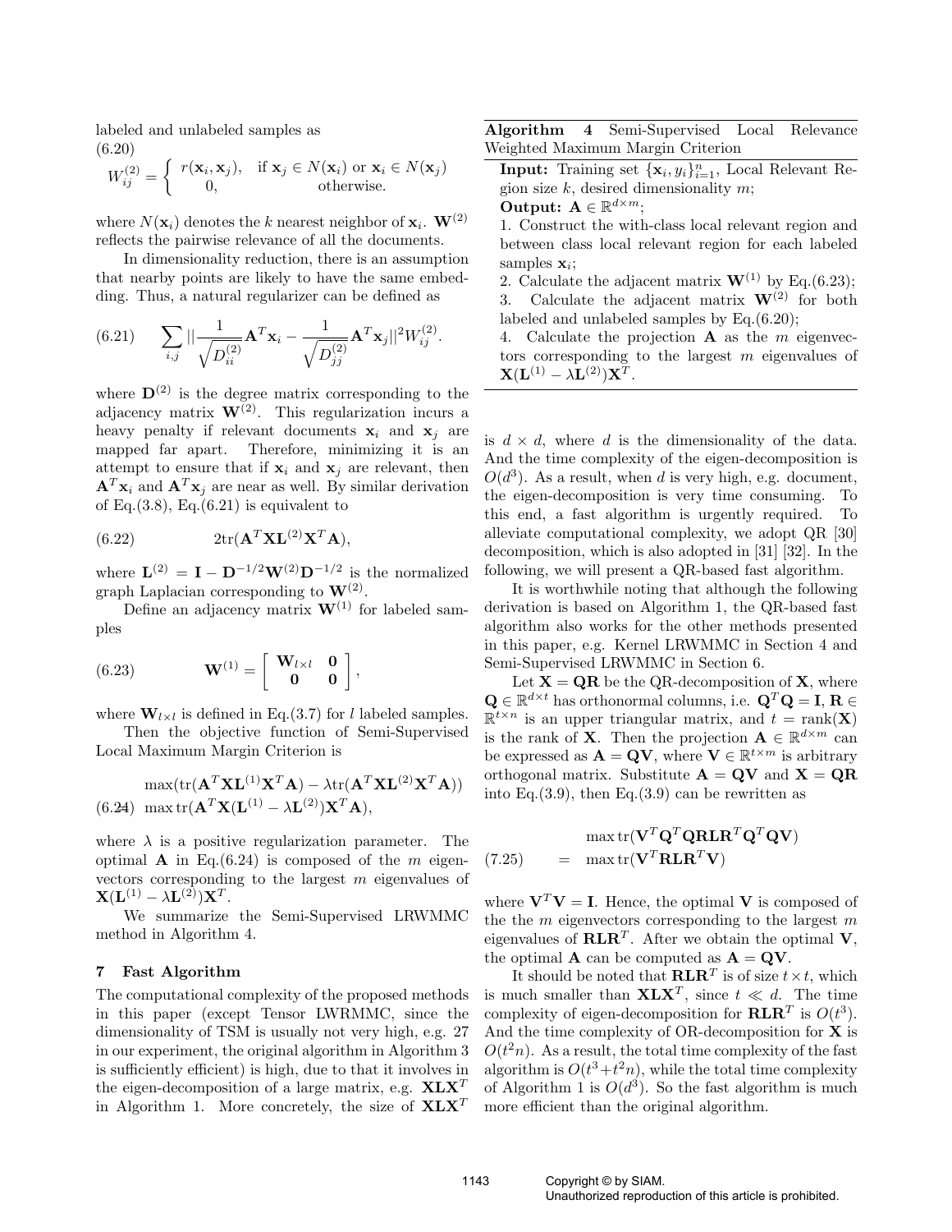labeled and unlabeled samples as

$$W_{ij}^{(2)} = \begin{cases} r(\mathbf{x}_i, \mathbf{x}_j), & \text{if } \mathbf{x}_j \in N(\mathbf{x}_i) \text{ or } \mathbf{x}_i \in N(\mathbf{x}_j) \\ 0, & \text{otherwise.} \end{cases} \tag{6.20}$$

where $N(\mathbf{x}_i)$ denotes the $k$ nearest neighbor of $\mathbf{x}_i$. $\mathbf{W}^{(2)}$ reflects the pairwise relevance of all the documents.

In dimensionality reduction, there is an assumption that nearby points are likely to have the same embedding. Thus, a natural regularizer can be defined as

$$\sum_{i,j} \|\frac{1}{\sqrt{D_{ii}^{(2)}}}\mathbf{A}^T\mathbf{x}_i - \frac{1}{\sqrt{D_{jj}^{(2)}}}\mathbf{A}^T\mathbf{x}_j\|^2 W_{ij}^{(2)}. \tag{6.21}$$

where $\mathbf{D}^{(2)}$ is the degree matrix corresponding to the adjacency matrix $\mathbf{W}^{(2)}$. This regularization incurs a heavy penalty if relevant documents $\mathbf{x}_i$ and $\mathbf{x}_j$ are mapped far apart. Therefore, minimizing it is an attempt to ensure that if $\mathbf{x}_i$ and $\mathbf{x}_j$ are relevant, then $\mathbf{A}^T\mathbf{x}_i$ and $\mathbf{A}^T\mathbf{x}_j$ are near as well. By similar derivation of Eq.(3.8), Eq.(6.21) is equivalent to

$$2\text{tr}(\mathbf{A}^T\mathbf{X}\mathbf{L}^{(2)}\mathbf{X}^T\mathbf{A}), \tag{6.22}$$

where $\mathbf{L}^{(2)} = \mathbf{I} - \mathbf{D}^{-1/2}\mathbf{W}^{(2)}\mathbf{D}^{-1/2}$ is the normalized graph Laplacian corresponding to $\mathbf{W}^{(2)}$.

Define an adjacency matrix $\mathbf{W}^{(1)}$ for labeled samples

$$\mathbf{W}^{(1)} = \begin{bmatrix} \mathbf{W}_{l\times l} & \mathbf{0} \\ \mathbf{0} & \mathbf{0} \end{bmatrix}, \tag{6.23}$$

where $\mathbf{W}_{l\times l}$ is defined in Eq.(3.7) for $l$ labeled samples.

Then the objective function of Semi-Supervised Local Maximum Margin Criterion is

$$\begin{aligned} &\max(\text{tr}(\mathbf{A}^T\mathbf{X}\mathbf{L}^{(1)}\mathbf{X}^T\mathbf{A}) - \lambda\text{tr}(\mathbf{A}^T\mathbf{X}\mathbf{L}^{(2)}\mathbf{X}^T\mathbf{A})) \\ &\max\text{tr}(\mathbf{A}^T\mathbf{X}(\mathbf{L}^{(1)} - \lambda\mathbf{L}^{(2)})\mathbf{X}^T\mathbf{A}), \end{aligned} \tag{6.24}$$

where $\lambda$ is a positive regularization parameter. The optimal $\mathbf{A}$ in Eq.(6.24) is composed of the $m$ eigenvectors corresponding to the largest $m$ eigenvalues of $\mathbf{X}(\mathbf{L}^{(1)} - \lambda\mathbf{L}^{(2)})\mathbf{X}^T$.

We summarize the Semi-Supervised LRWMMC method in Algorithm 4.

**Algorithm 4** Semi-Supervised Local Relevance Weighted Maximum Margin Criterion

**Input:** Training set $\{\mathbf{x}_i, y_i\}_{i=1}^n$, Local Relevant Region size $k$, desired dimensionality $m$;

**Output:** $\mathbf{A} \in \mathbb{R}^{d\times m}$;

1. Construct the with-class local relevant region and between class local relevant region for each labeled samples $\mathbf{x}_i$;
2. Calculate the adjacent matrix $\mathbf{W}^{(1)}$ by Eq.(6.23);
3. Calculate the adjacent matrix $\mathbf{W}^{(2)}$ for both labeled and unlabeled samples by Eq.(6.20);
4. Calculate the projection $\mathbf{A}$ as the $m$ eigenvectors corresponding to the largest $m$ eigenvalues of $\mathbf{X}(\mathbf{L}^{(1)} - \lambda\mathbf{L}^{(2)})\mathbf{X}^T$.

## 7 Fast Algorithm

The computational complexity of the proposed methods in this paper (except Tensor LWRMMC, since the dimensionality of TSM is usually not very high, e.g. 27 in our experiment, the original algorithm in Algorithm 3 is sufficiently efficient) is high, due to that it involves in the eigen-decomposition of a large matrix, e.g. $\mathbf{X}\mathbf{L}\mathbf{X}^T$ in Algorithm 1. More concretely, the size of $\mathbf{X}\mathbf{L}\mathbf{X}^T$ is $d \times d$, where $d$ is the dimensionality of the data. And the time complexity of the eigen-decomposition is $O(d^3)$. As a result, when $d$ is very high, e.g. document, the eigen-decomposition is very time consuming. To this end, a fast algorithm is urgently required. To alleviate computational complexity, we adopt QR [30] decomposition, which is also adopted in [31] [32]. In the following, we will present a QR-based fast algorithm.

It is worthwhile noting that although the following derivation is based on Algorithm 1, the QR-based fast algorithm also works for the other methods presented in this paper, e.g. Kernel LRWMMC in Section 4 and Semi-Supervised LRWMMC in Section 6.

Let $\mathbf{X} = \mathbf{Q}\mathbf{R}$ be the QR-decomposition of $\mathbf{X}$, where $\mathbf{Q} \in \mathbb{R}^{d\times t}$ has orthonormal columns, i.e. $\mathbf{Q}^T\mathbf{Q} = \mathbf{I}$, $\mathbf{R} \in \mathbb{R}^{t\times n}$ is an upper triangular matrix, and $t = \text{rank}(\mathbf{X})$ is the rank of $\mathbf{X}$. Then the projection $\mathbf{A} \in \mathbb{R}^{d\times m}$ can be expressed as $\mathbf{A} = \mathbf{Q}\mathbf{V}$, where $\mathbf{V} \in \mathbb{R}^{t\times m}$ is arbitrary orthogonal matrix. Substitute $\mathbf{A} = \mathbf{Q}\mathbf{V}$ and $\mathbf{X} = \mathbf{Q}\mathbf{R}$ into Eq.(3.9), then Eq.(3.9) can be rewritten as

$$\begin{aligned} &\max\text{tr}(\mathbf{V}^T\mathbf{Q}^T\mathbf{Q}\mathbf{R}\mathbf{L}\mathbf{R}^T\mathbf{Q}^T\mathbf{Q}\mathbf{V}) \\ = \; &\max\text{tr}(\mathbf{V}^T\mathbf{R}\mathbf{L}\mathbf{R}^T\mathbf{V}) \end{aligned} \tag{7.25}$$

where $\mathbf{V}^T\mathbf{V} = \mathbf{I}$. Hence, the optimal $\mathbf{V}$ is composed of the the $m$ eigenvectors corresponding to the largest $m$ eigenvalues of $\mathbf{R}\mathbf{L}\mathbf{R}^T$. After we obtain the optimal $\mathbf{V}$, the optimal $\mathbf{A}$ can be computed as $\mathbf{A} = \mathbf{Q}\mathbf{V}$.

It should be noted that $\mathbf{R}\mathbf{L}\mathbf{R}^T$ is of size $t \times t$, which is much smaller than $\mathbf{X}\mathbf{L}\mathbf{X}^T$, since $t \ll d$. The time complexity of eigen-decomposition for $\mathbf{R}\mathbf{L}\mathbf{R}^T$ is $O(t^3)$. And the time complexity of OR-decomposition for $\mathbf{X}$ is $O(t^2n)$. As a result, the total time complexity of the fast algorithm is $O(t^3+t^2n)$, while the total time complexity of Algorithm 1 is $O(d^3)$. So the fast algorithm is much more efficient than the original algorithm.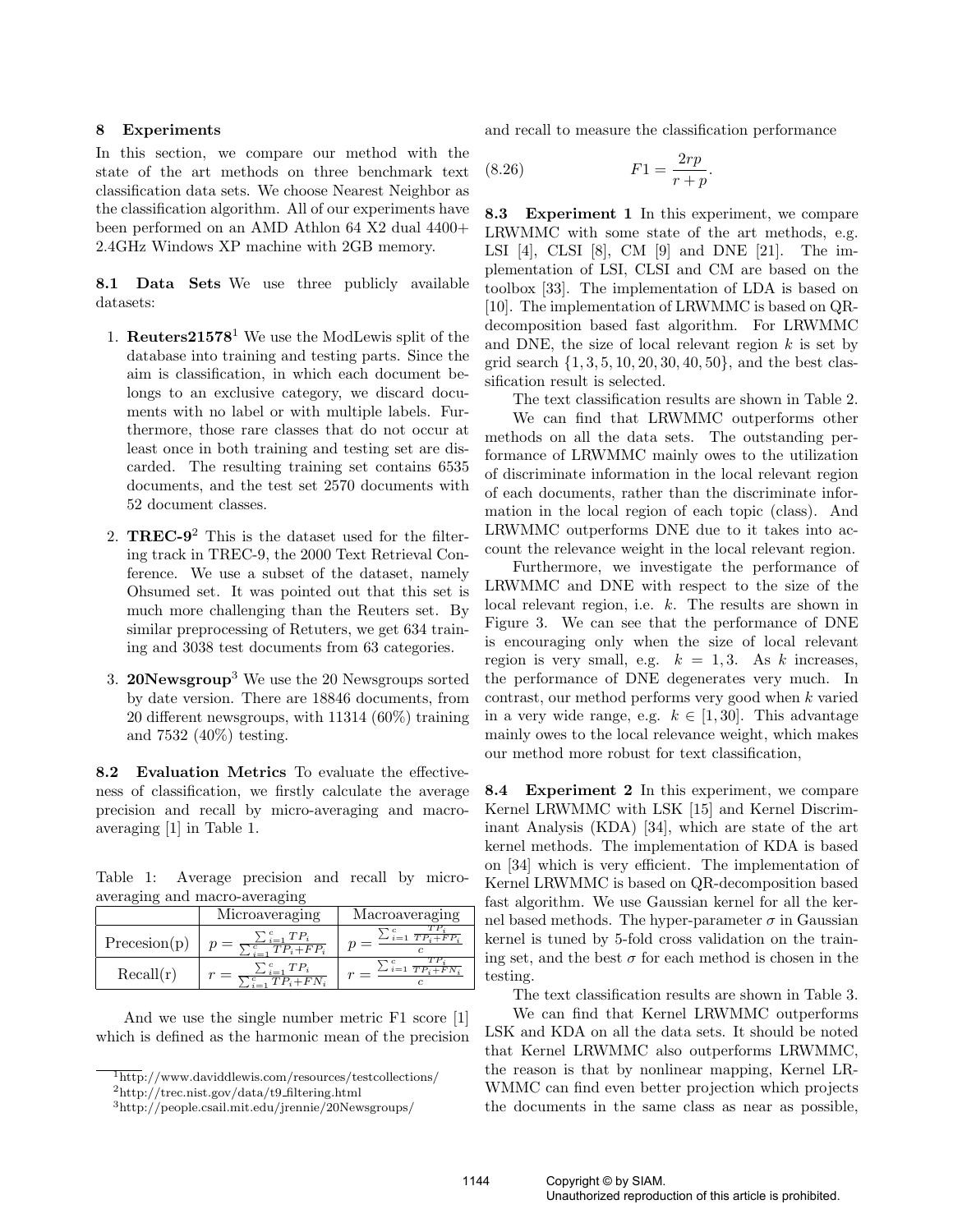## 8 Experiments

In this section, we compare our method with the state of the art methods on three benchmark text classification data sets. We choose Nearest Neighbor as the classification algorithm. All of our experiments have been performed on an AMD Athlon 64 X2 dual 4400+ 2.4GHz Windows XP machine with 2GB memory.

**8.1 Data Sets** We use three publicly available datasets:

1. **Reuters21578**[1] We use the ModLewis split of the database into training and testing parts. Since the aim is classification, in which each document belongs to an exclusive category, we discard documents with no label or with multiple labels. Furthermore, those rare classes that do not occur at least once in both training and testing set are discarded. The resulting training set contains 6535 documents, and the test set 2570 documents with 52 document classes.

2. **TREC-9**[2] This is the dataset used for the filtering track in TREC-9, the 2000 Text Retrieval Conference. We use a subset of the dataset, namely Ohsumed set. It was pointed out that this set is much more challenging than the Reuters set. By similar preprocessing of Retuters, we get 634 training and 3038 test documents from 63 categories.

3. **20Newsgroup**[3] We use the 20 Newsgroups sorted by date version. There are 18846 documents, from 20 different newsgroups, with 11314 (60%) training and 7532 (40%) testing.

**8.2 Evaluation Metrics** To evaluate the effectiveness of classification, we firstly calculate the average precision and recall by micro-averaging and macro-averaging [1] in Table 1.

Table 1: Average precision and recall by micro-averaging and macro-averaging

| | Microaveraging | Macroaveraging |
|---|---|---|
| Precesion(p) | $p = \frac{\sum_{i=1}^{c} TP_i}{\sum_{i=1}^{c} TP_i + FP_i}$ | $p = \frac{\sum_{i=1}^{c} \frac{TP_i}{TP_i + FP_i}}{c}$ |
| Recall(r) | $r = \frac{\sum_{i=1}^{c} TP_i}{\sum_{i=1}^{c} TP_i + FN_i}$ | $r = \frac{\sum_{i=1}^{c} \frac{TP_i}{TP_i + FN_i}}{c}$ |

And we use the single number metric F1 score [1] which is defined as the harmonic mean of the precision and recall to measure the classification performance

$$F1 = \frac{2rp}{r + p}. \tag{8.26}$$

**8.3 Experiment 1** In this experiment, we compare LRWMMC with some state of the art methods, e.g. LSI [4], CLSI [8], CM [9] and DNE [21]. The implementation of LSI, CLSI and CM are based on the toolbox [33]. The implementation of LDA is based on [10]. The implementation of LRWMMC is based on QR-decomposition based fast algorithm. For LRWMMC and DNE, the size of local relevant region $k$ is set by grid search $\{1, 3, 5, 10, 20, 30, 40, 50\}$, and the best classification result is selected.

The text classification results are shown in Table 2.

We can find that LRWMMC outperforms other methods on all the data sets. The outstanding performance of LRWMMC mainly owes to the utilization of discriminate information in the local relevant region of each documents, rather than the discriminate information in the local region of each topic (class). And LRWMMC outperforms DNE due to it takes into account the relevance weight in the local relevant region.

Furthermore, we investigate the performance of LRWMMC and DNE with respect to the size of the local relevant region, i.e. $k$. The results are shown in Figure 3. We can see that the performance of DNE is encouraging only when the size of local relevant region is very small, e.g. $k = 1, 3$. As $k$ increases, the performance of DNE degenerates very much. In contrast, our method performs very good when $k$ varied in a very wide range, e.g. $k \in [1, 30]$. This advantage mainly owes to the local relevance weight, which makes our method more robust for text classification,

**8.4 Experiment 2** In this experiment, we compare Kernel LRWMMC with LSK [15] and Kernel Discriminant Analysis (KDA) [34], which are state of the art kernel methods. The implementation of KDA is based on [34] which is very efficient. The implementation of Kernel LRWMMC is based on QR-decomposition based fast algorithm. We use Gaussian kernel for all the kernel based methods. The hyper-parameter $\sigma$ in Gaussian kernel is tuned by 5-fold cross validation on the training set, and the best $\sigma$ for each method is chosen in the testing.

The text classification results are shown in Table 3.

We can find that Kernel LRWMMC outperforms LSK and KDA on all the data sets. It should be noted that Kernel LRWMMC also outperforms LRWMMC, the reason is that by nonlinear mapping, Kernel LRWMMC can find even better projection which projects the documents in the same class as near as possible,

[1] http://www.daviddlewis.com/resources/testcollections/

[2] http://trec.nist.gov/data/t9_filtering.html

[3] http://people.csail.mit.edu/jrennie/20Newsgroups/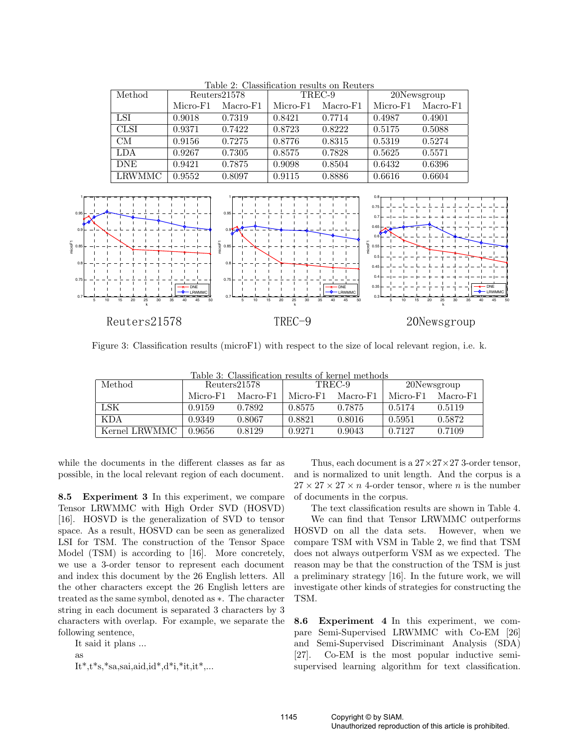Table 2: Classification results on Reuters

| Method | Reuters21578 | | TREC-9 | | 20Newsgroup | |
|---|---|---|---|---|---|---|
| | Micro-F1 | Macro-F1 | Micro-F1 | Macro-F1 | Micro-F1 | Macro-F1 |
| LSI | 0.9018 | 0.7319 | 0.8421 | 0.7714 | 0.4987 | 0.4901 |
| CLSI | 0.9371 | 0.7422 | 0.8723 | 0.8222 | 0.5175 | 0.5088 |
| CM | 0.9156 | 0.7275 | 0.8776 | 0.8315 | 0.5319 | 0.5274 |
| LDA | 0.9267 | 0.7305 | 0.8575 | 0.7828 | 0.5625 | 0.5571 |
| DNE | 0.9421 | 0.7875 | 0.9098 | 0.8504 | 0.6432 | 0.6396 |
| LRWMMC | 0.9552 | 0.8097 | 0.9115 | 0.8886 | 0.6616 | 0.6604 |

Reuters21578 TREC-9 20Newsgroup

Figure 3: Classification results (microF1) with respect to the size of local relevant region, i.e. k.

Table 3: Classification results of kernel methods

| Method | Reuters21578 | | TREC-9 | | 20Newsgroup | |
|---|---|---|---|---|---|---|
| | Micro-F1 | Macro-F1 | Micro-F1 | Macro-F1 | Micro-F1 | Macro-F1 |
| LSK | 0.9159 | 0.7892 | 0.8575 | 0.7875 | 0.5174 | 0.5119 |
| KDA | 0.9349 | 0.8067 | 0.8821 | 0.8016 | 0.5951 | 0.5872 |
| Kernel LRWMMC | 0.9656 | 0.8129 | 0.9271 | 0.9043 | 0.7127 | 0.7109 |

while the documents in the different classes as far as possible, in the local relevant region of each document.

**8.5 Experiment 3** In this experiment, we compare Tensor LRWMMC with High Order SVD (HOSVD) [16]. HOSVD is the generalization of SVD to tensor space. As a result, HOSVD can be seen as generalized LSI for TSM. The construction of the Tensor Space Model (TSM) is according to [16]. More concretely, we use a 3-order tensor to represent each document and index this document by the 26 English letters. All the other characters except the 26 English letters are treated as the same symbol, denoted as $*$. The character string in each document is separated 3 characters by 3 characters with overlap. For example, we separate the following sentence,

It said it plans ...

as

It*,t*s,*sa,sai,aid,id*,d*i,*it,it*,...

Thus, each document is a $27 \times 27 \times 27$ 3-order tensor, and is normalized to unit length. And the corpus is a $27 \times 27 \times 27 \times n$ 4-order tensor, where $n$ is the number of documents in the corpus.

The text classification results are shown in Table 4. We can find that Tensor LRWMMC outperforms HOSVD on all the data sets. However, when we compare TSM with VSM in Table 2, we find that TSM does not always outperform VSM as we expected. The reason may be that the construction of the TSM is just a preliminary strategy [16]. In the future work, we will investigate other kinds of strategies for constructing the TSM.

**8.6 Experiment 4** In this experiment, we compare Semi-Supervised LRWMMC with Co-EM [26] and Semi-Supervised Discriminant Analysis (SDA) [27]. Co-EM is the most popular inductive semi-supervised learning algorithm for text classification.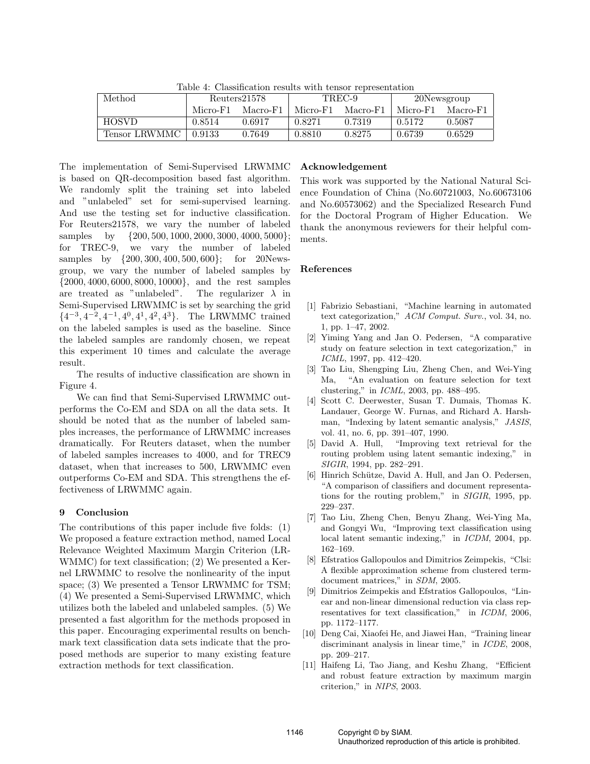Table 4: Classification results with tensor representation

| Method | Reuters21578 | | TREC-9 | | 20Newsgroup | |
|---|---|---|---|---|---|---|
| | Micro-F1 | Macro-F1 | Micro-F1 | Macro-F1 | Micro-F1 | Macro-F1 |
| HOSVD | 0.8514 | 0.6917 | 0.8271 | 0.7319 | 0.5172 | 0.5087 |
| Tensor LRWMMC | 0.9133 | 0.7649 | 0.8810 | 0.8275 | 0.6739 | 0.6529 |

The implementation of Semi-Supervised LRWMMC is based on QR-decomposition based fast algorithm. We randomly split the training set into labeled and "unlabeled" set for semi-supervised learning. And use the testing set for inductive classification. For Reuters21578, we vary the number of labeled samples by $\{200, 500, 1000, 2000, 3000, 4000, 5000\}$; for TREC-9, we vary the number of labeled samples by $\{200, 300, 400, 500, 600\}$; for 20Newsgroup, we vary the number of labeled samples by $\{2000, 4000, 6000, 8000, 10000\}$, and the rest samples are treated as "unlabeled". The regularizer $\lambda$ in Semi-Supervised LRWMMC is set by searching the grid $\{4^{-3}, 4^{-2}, 4^{-1}, 4^{0}, 4^{1}, 4^{2}, 4^{3}\}$. The LRWMMC trained on the labeled samples is used as the baseline. Since the labeled samples are randomly chosen, we repeat this experiment 10 times and calculate the average result.

The results of inductive classification are shown in Figure 4.

We can find that Semi-Supervised LRWMMC outperforms the Co-EM and SDA on all the data sets. It should be noted that as the number of labeled samples increases, the performance of LRWMMC increases dramatically. For Reuters dataset, when the number of labeled samples increases to 4000, and for TREC9 dataset, when that increases to 500, LRWMMC even outperforms Co-EM and SDA. This strengthens the effectiveness of LRWMMC again.

## 9 Conclusion

The contributions of this paper include five folds: (1) We proposed a feature extraction method, named Local Relevance Weighted Maximum Margin Criterion (LRWMMC) for text classification; (2) We presented a Kernel LRWMMC to resolve the nonlinearity of the input space; (3) We presented a Tensor LRWMMC for TSM; (4) We presented a Semi-Supervised LRWMMC, which utilizes both the labeled and unlabeled samples. (5) We presented a fast algorithm for the methods proposed in this paper. Encouraging experimental results on benchmark text classification data sets indicate that the proposed methods are superior to many existing feature extraction methods for text classification.

### Acknowledgement

This work was supported by the National Natural Science Foundation of China (No.60721003, No.60673106 and No.60573062) and the Specialized Research Fund for the Doctoral Program of Higher Education. We thank the anonymous reviewers for their helpful comments.

### References

[1] Fabrizio Sebastiani, "Machine learning in automated text categorization," *ACM Comput. Surv.*, vol. 34, no. 1, pp. 1–47, 2002.

[2] Yiming Yang and Jan O. Pedersen, "A comparative study on feature selection in text categorization," in *ICML*, 1997, pp. 412–420.

[3] Tao Liu, Shengping Liu, Zheng Chen, and Wei-Ying Ma, "An evaluation on feature selection for text clustering," in *ICML*, 2003, pp. 488–495.

[4] Scott C. Deerwester, Susan T. Dumais, Thomas K. Landauer, George W. Furnas, and Richard A. Harshman, "Indexing by latent semantic analysis," *JASIS*, vol. 41, no. 6, pp. 391–407, 1990.

[5] David A. Hull, "Improving text retrieval for the routing problem using latent semantic indexing," in *SIGIR*, 1994, pp. 282–291.

[6] Hinrich Schütze, David A. Hull, and Jan O. Pedersen, "A comparison of classifiers and document representations for the routing problem," in *SIGIR*, 1995, pp. 229–237.

[7] Tao Liu, Zheng Chen, Benyu Zhang, Wei-Ying Ma, and Gongyi Wu, "Improving text classification using local latent semantic indexing," in *ICDM*, 2004, pp. 162–169.

[8] Efstratios Gallopoulos and Dimitrios Zeimpekis, "Clsi: A flexible approximation scheme from clustered term-document matrices," in *SDM*, 2005.

[9] Dimitrios Zeimpekis and Efstratios Gallopoulos, "Linear and non-linear dimensional reduction via class representatives for text classification," in *ICDM*, 2006, pp. 1172–1177.

[10] Deng Cai, Xiaofei He, and Jiawei Han, "Training linear discriminant analysis in linear time," in *ICDE*, 2008, pp. 209–217.

[11] Haifeng Li, Tao Jiang, and Keshu Zhang, "Efficient and robust feature extraction by maximum margin criterion," in *NIPS*, 2003.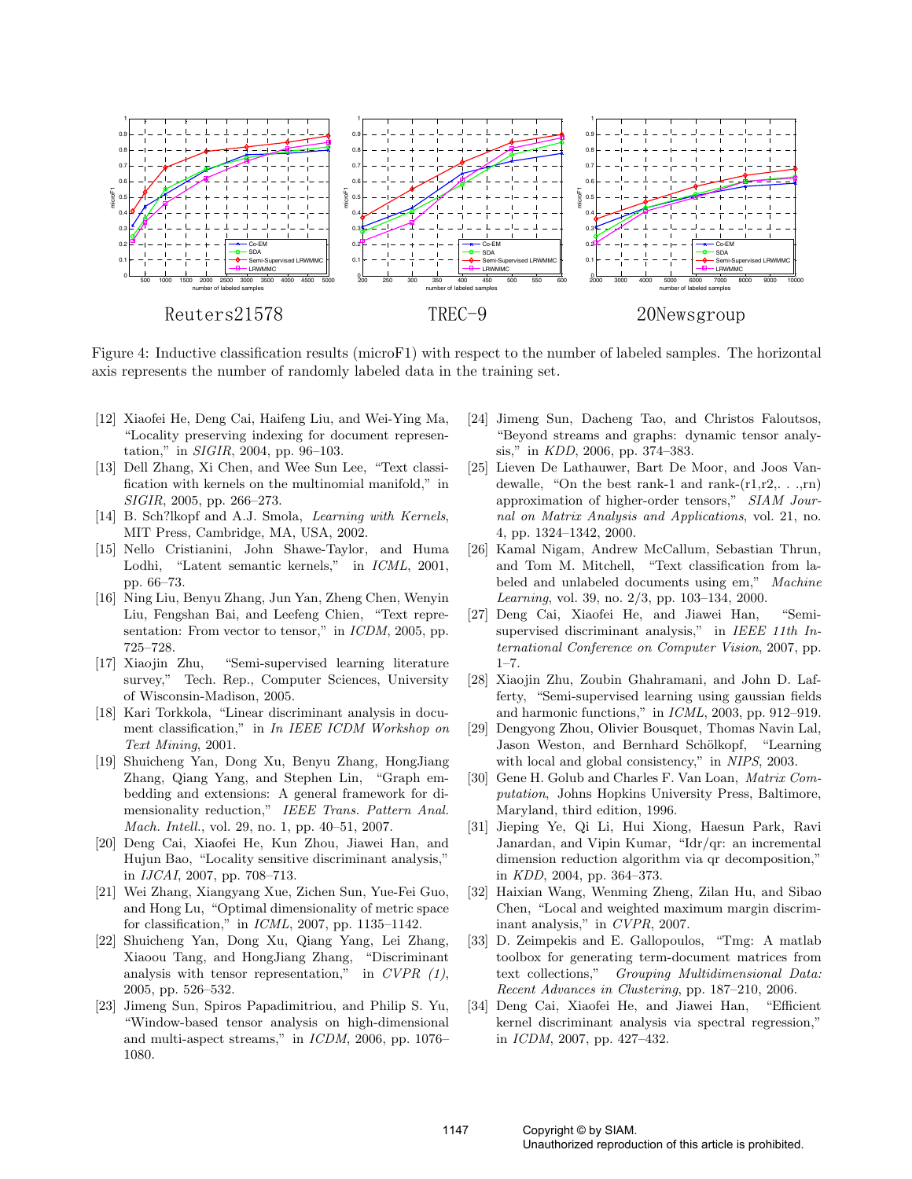microF1

number of labeled samples

Co-EM
SDA
Semi-Supervised LRWMMC
LRWMMC

Reuters21578

TREC-9

20Newsgroup

Figure 4: Inductive classification results (microF1) with respect to the number of labeled samples. The horizontal axis represents the number of randomly labeled data in the training set.

[12] Xiaofei He, Deng Cai, Haifeng Liu, and Wei-Ying Ma, "Locality preserving indexing for document representation," in *SIGIR*, 2004, pp. 96–103.

[13] Dell Zhang, Xi Chen, and Wee Sun Lee, "Text classification with kernels on the multinomial manifold," in *SIGIR*, 2005, pp. 266–273.

[14] B. Sch?lkopf and A.J. Smola, *Learning with Kernels*, MIT Press, Cambridge, MA, USA, 2002.

[15] Nello Cristianini, John Shawe-Taylor, and Huma Lodhi, "Latent semantic kernels," in *ICML*, 2001, pp. 66–73.

[16] Ning Liu, Benyu Zhang, Jun Yan, Zheng Chen, Wenyin Liu, Fengshan Bai, and Leefeng Chien, "Text representation: From vector to tensor," in *ICDM*, 2005, pp. 725–728.

[17] Xiaojin Zhu, "Semi-supervised learning literature survey," Tech. Rep., Computer Sciences, University of Wisconsin-Madison, 2005.

[18] Kari Torkkola, "Linear discriminant analysis in document classification," in *In IEEE ICDM Workshop on Text Mining*, 2001.

[19] Shuicheng Yan, Dong Xu, Benyu Zhang, HongJiang Zhang, Qiang Yang, and Stephen Lin, "Graph embedding and extensions: A general framework for dimensionality reduction," *IEEE Trans. Pattern Anal. Mach. Intell.*, vol. 29, no. 1, pp. 40–51, 2007.

[20] Deng Cai, Xiaofei He, Kun Zhou, Jiawei Han, and Hujun Bao, "Locality sensitive discriminant analysis," in *IJCAI*, 2007, pp. 708–713.

[21] Wei Zhang, Xiangyang Xue, Zichen Sun, Yue-Fei Guo, and Hong Lu, "Optimal dimensionality of metric space for classification," in *ICML*, 2007, pp. 1135–1142.

[22] Shuicheng Yan, Dong Xu, Qiang Yang, Lei Zhang, Xiaoou Tang, and HongJiang Zhang, "Discriminant analysis with tensor representation," in *CVPR (1)*, 2005, pp. 526–532.

[23] Jimeng Sun, Spiros Papadimitriou, and Philip S. Yu, "Window-based tensor analysis on high-dimensional and multi-aspect streams," in *ICDM*, 2006, pp. 1076–1080.

[24] Jimeng Sun, Dacheng Tao, and Christos Faloutsos, "Beyond streams and graphs: dynamic tensor analysis," in *KDD*, 2006, pp. 374–383.

[25] Lieven De Lathauwer, Bart De Moor, and Joos Vandewalle, "On the best rank-1 and rank-(r1,r2,. . .,rn) approximation of higher-order tensors," *SIAM Journal on Matrix Analysis and Applications*, vol. 21, no. 4, pp. 1324–1342, 2000.

[26] Kamal Nigam, Andrew McCallum, Sebastian Thrun, and Tom M. Mitchell, "Text classification from labeled and unlabeled documents using em," *Machine Learning*, vol. 39, no. 2/3, pp. 103–134, 2000.

[27] Deng Cai, Xiaofei He, and Jiawei Han, "Semi-supervised discriminant analysis," in *IEEE 11th International Conference on Computer Vision*, 2007, pp. 1–7.

[28] Xiaojin Zhu, Zoubin Ghahramani, and John D. Lafferty, "Semi-supervised learning using gaussian fields and harmonic functions," in *ICML*, 2003, pp. 912–919.

[29] Dengyong Zhou, Olivier Bousquet, Thomas Navin Lal, Jason Weston, and Bernhard Schölkopf, "Learning with local and global consistency," in *NIPS*, 2003.

[30] Gene H. Golub and Charles F. Van Loan, *Matrix Computation*, Johns Hopkins University Press, Baltimore, Maryland, third edition, 1996.

[31] Jieping Ye, Qi Li, Hui Xiong, Haesun Park, Ravi Janardan, and Vipin Kumar, "Idr/qr: an incremental dimension reduction algorithm via qr decomposition," in *KDD*, 2004, pp. 364–373.

[32] Haixian Wang, Wenming Zheng, Zilan Hu, and Sibao Chen, "Local and weighted maximum margin discriminant analysis," in *CVPR*, 2007.

[33] D. Zeimpekis and E. Gallopoulos, "Tmg: A matlab toolbox for generating term-document matrices from text collections," *Grouping Multidimensional Data: Recent Advances in Clustering*, pp. 187–210, 2006.

[34] Deng Cai, Xiaofei He, and Jiawei Han, "Efficient kernel discriminant analysis via spectral regression," in *ICDM*, 2007, pp. 427–432.

Copyright © by SIAM.
Unauthorized reproduction of this article is prohibited.